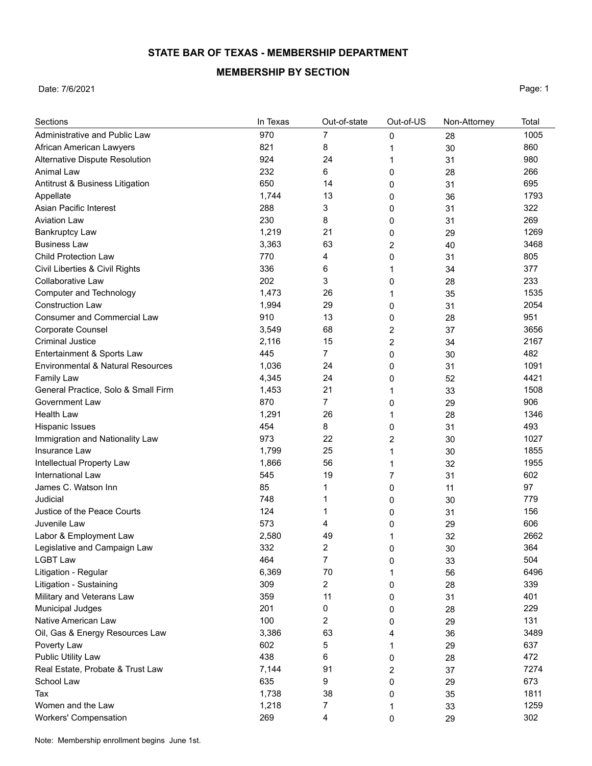# STATE BAR OF TEXAS - MEMBERSHIP DEPARTMENT

## MEMBERSHIP BY SECTION

Date: 7/6/2021

| Sections | In Texas | Out-of-state | Out-of-US | Non-Attorney | Total |
|---|---|---|---|---|---|
| Administrative and Public Law | 970 | 7 | 0 | 28 | 1005 |
| African American Lawyers | 821 | 8 | 1 | 30 | 860 |
| Alternative Dispute Resolution | 924 | 24 | 1 | 31 | 980 |
| Animal Law | 232 | 6 | 0 | 28 | 266 |
| Antitrust & Business Litigation | 650 | 14 | 0 | 31 | 695 |
| Appellate | 1,744 | 13 | 0 | 36 | 1793 |
| Asian Pacific Interest | 288 | 3 | 0 | 31 | 322 |
| Aviation Law | 230 | 8 | 0 | 31 | 269 |
| Bankruptcy Law | 1,219 | 21 | 0 | 29 | 1269 |
| Business Law | 3,363 | 63 | 2 | 40 | 3468 |
| Child Protection Law | 770 | 4 | 0 | 31 | 805 |
| Civil Liberties & Civil Rights | 336 | 6 | 1 | 34 | 377 |
| Collaborative Law | 202 | 3 | 0 | 28 | 233 |
| Computer and Technology | 1,473 | 26 | 1 | 35 | 1535 |
| Construction Law | 1,994 | 29 | 0 | 31 | 2054 |
| Consumer and Commercial Law | 910 | 13 | 0 | 28 | 951 |
| Corporate Counsel | 3,549 | 68 | 2 | 37 | 3656 |
| Criminal Justice | 2,116 | 15 | 2 | 34 | 2167 |
| Entertainment & Sports Law | 445 | 7 | 0 | 30 | 482 |
| Environmental & Natural Resources | 1,036 | 24 | 0 | 31 | 1091 |
| Family Law | 4,345 | 24 | 0 | 52 | 4421 |
| General Practice, Solo & Small Firm | 1,453 | 21 | 1 | 33 | 1508 |
| Government Law | 870 | 7 | 0 | 29 | 906 |
| Health Law | 1,291 | 26 | 1 | 28 | 1346 |
| Hispanic Issues | 454 | 8 | 0 | 31 | 493 |
| Immigration and Nationality Law | 973 | 22 | 2 | 30 | 1027 |
| Insurance Law | 1,799 | 25 | 1 | 30 | 1855 |
| Intellectual Property Law | 1,866 | 56 | 1 | 32 | 1955 |
| International Law | 545 | 19 | 7 | 31 | 602 |
| James C. Watson Inn | 85 | 1 | 0 | 11 | 97 |
| Judicial | 748 | 1 | 0 | 30 | 779 |
| Justice of the Peace Courts | 124 | 1 | 0 | 31 | 156 |
| Juvenile Law | 573 | 4 | 0 | 29 | 606 |
| Labor & Employment Law | 2,580 | 49 | 1 | 32 | 2662 |
| Legislative and Campaign Law | 332 | 2 | 0 | 30 | 364 |
| LGBT Law | 464 | 7 | 0 | 33 | 504 |
| Litigation - Regular | 6,369 | 70 | 1 | 56 | 6496 |
| Litigation - Sustaining | 309 | 2 | 0 | 28 | 339 |
| Military and Veterans Law | 359 | 11 | 0 | 31 | 401 |
| Municipal Judges | 201 | 0 | 0 | 28 | 229 |
| Native American Law | 100 | 2 | 0 | 29 | 131 |
| Oil, Gas & Energy Resources Law | 3,386 | 63 | 4 | 36 | 3489 |
| Poverty Law | 602 | 5 | 1 | 29 | 637 |
| Public Utility Law | 438 | 6 | 0 | 28 | 472 |
| Real Estate, Probate & Trust Law | 7,144 | 91 | 2 | 37 | 7274 |
| School Law | 635 | 9 | 0 | 29 | 673 |
| Tax | 1,738 | 38 | 0 | 35 | 1811 |
| Women and the Law | 1,218 | 7 | 1 | 33 | 1259 |
| Workers' Compensation | 269 | 4 | 0 | 29 | 302 |

Note: Membership enrollment begins June 1st.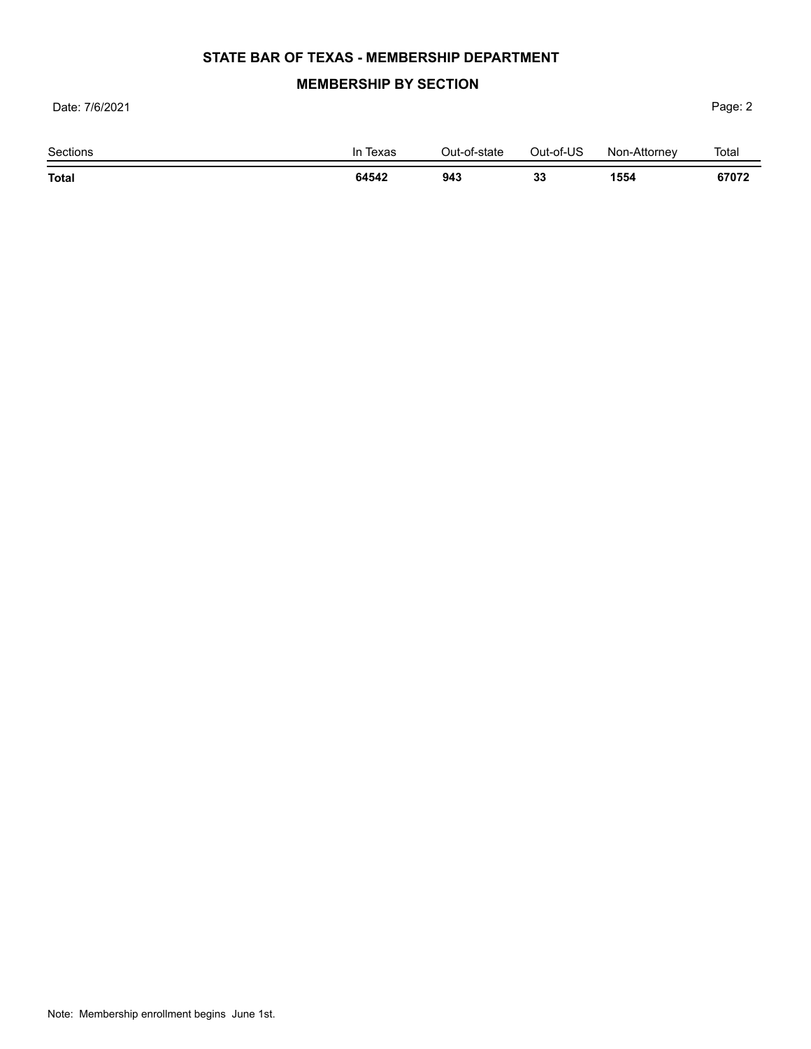**STATE BAR OF TEXAS - MEMBERSHIP DEPARTMENT**

**MEMBERSHIP BY SECTION**

Date: 7/6/2021

| Sections | In Texas | Out-of-state | Out-of-US | Non-Attorney | Total |
|---|---|---|---|---|---|
| **Total** | **64542** | **943** | **33** | **1554** | **67072** |

Note: Membership enrollment begins June 1st.